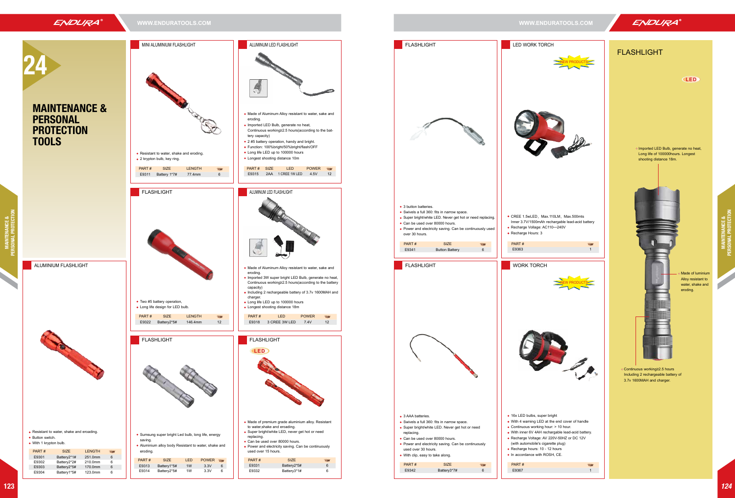# 24

# MAINTENANCE & PERSONAL PROTECTION TOOLS

## ALUMINIUM FLASHLIGHT

- Resistant to water, shake and eroading.
- Button switch.
- With 1 krypton bulb.

| PART # | SIZE | LENGTH | |
|---|---|---|---|
| E9301 | Battery2*1# | 251.0mm | 6 |
| E9302 | Battery2*2# | 210.0mm | 6 |
| E9303 | Battery2*5# | 170.0mm | 6 |
| E9304 | Battery1*5# | 123.0mm | 6 |

## MINI ALUMINIUM FLASHLIGHT

- Resistant to water, shake and eroding.
- 2 krypton bulb, key ring.

| PART # | SIZE | LENGTH | |
|---|---|---|---|
| E9311 | Battery 1*7# | 77.4mm | 6 |

## FLASHLIGHT

- Two #5 battery operation,
- Long life design for LED bulb.

| PART # | SIZE | LENGTH | |
|---|---|---|---|
| E9322 | Battery2*5# | 146.4mm | 12 |

## FLASHLIGHT

- Sumsung super bright Led bulb, long life, energy saving.
- Aluminium alloy body Resistant to water, shake and eroding.

| PART # | SIZE | LED | POWER | |
|---|---|---|---|---|
| E9313 | Battery1*5# | 1W | 3.3V | 6 |
| E9314 | Battery2*5# | 1W | 3.3V | 6 |

## ALUMINIUM LED FLASHLIGHT

- Made of Aluminum Alloy resistant to water, sake and eroding.
- Imported LED Bulb, generate no heat, Continuous working≥2.5 hours(according to the battery capacity)
- 2 #5 battery operation, handy and bright.
- Function: 100%bright/50%bright/flash/OFF
- Long life LED up to 100000 hours
- Longest shooting distance 10m

| PART # | SIZE | LED | POWER | |
|---|---|---|---|---|
| E9315 | 2AA | 1 CREE 1W LED | 4.5V | 12 |

## ALUMINIUM LED FLASHLIGHT

- Made of Aluminum Alloy resistant to water, sake and eroding.
- Imported 3W super bright LED Bulb, generate no heat. Continuous working≥2.5 hours(according to the battery capacity)
- Including 2 rechargeable battery of 3.7v 1600MAH and charger.
- Long life LED up to 100000 hours
- Longest shooting distance 18m

| PART # | LED | POWER | |
|---|---|---|---|
| E9318 | 3 CREE 3W LED | 7.4V | 12 |

## FLASHLIGHT

LED

- Made of premium grade aluminium alloy. Resistant to water,shake and eroading.
- Super bright/white LED, never get hot or need replacing.
- Can be used over 80000 hours.
- Power and electricity saving. Can be continuously used over 15 hours.

| PART # | SIZE | |
|---|---|---|
| E9331 | Battery2*5# | 6 |
| E9332 | Battery3*1# | 6 |

## FLASHLIGHT

- 3 button batteries.
- Swivels a full 360: fits in narrow space.
- Super bright/white LED. Never get hot or need replacing.
- Can be used over 80000 hours.
- Power and electricity saving. Can be continuously used over 30 hours.

| PART # | SIZE | |
|---|---|---|
| E9341 | Button Battery | 6 |

## FLASHLIGHT

- 3 AAA batteries.
- Swivels a full 360: fits in narrow space.
- Super bright/white LED. Never get hot or need replacing.
- Can be used over 80000 hours.
- Power and electricity saving. Can be continuously used over 30 hours.
- With clip, easy to take along.

| PART # | SIZE | |
|---|---|---|
| E9342 | Battery3*7# | 6 |

## LED WORK TORCH

NEW PRODUCTS

- CREE 1.5wLED，Max.110LM，Max.500mts Inner 3.7V/1500mAh rechargable lead-acid battery
- Recharge Voltage: AC110—240V
- Recharge Hours: 3

| PART # | |
|---|---|
| E9363 | 1 |

## WORK TORCH

NEW PRODUCTS

- 16x LED bulbs, super bright
- With 4 warning LED at the end cover of handle
- Continuous working hour: > 10 hour.
- With inner 6V 4AH rechargable lead-acid battery.
- Recharge Voltage: AV 220V-50HZ or DC 12V (with automobile's cigarette plug)
- Recharge hours: 10 - 12 hours
- In accordance with ROSH, CE.

| PART # | |
|---|---|
| E9367 | 1 |

## FLASHLIGHT

LED

- Imported LED Bulb, generate no heat, Long life of 100000hours. Longest shooting distance 18m.
- Made of luminium Alloy resistant to water, shake and eroding.
- Continuous working≥2.5 hours Including 2 rechargeable battery of 3.7v 1600MAH and charger.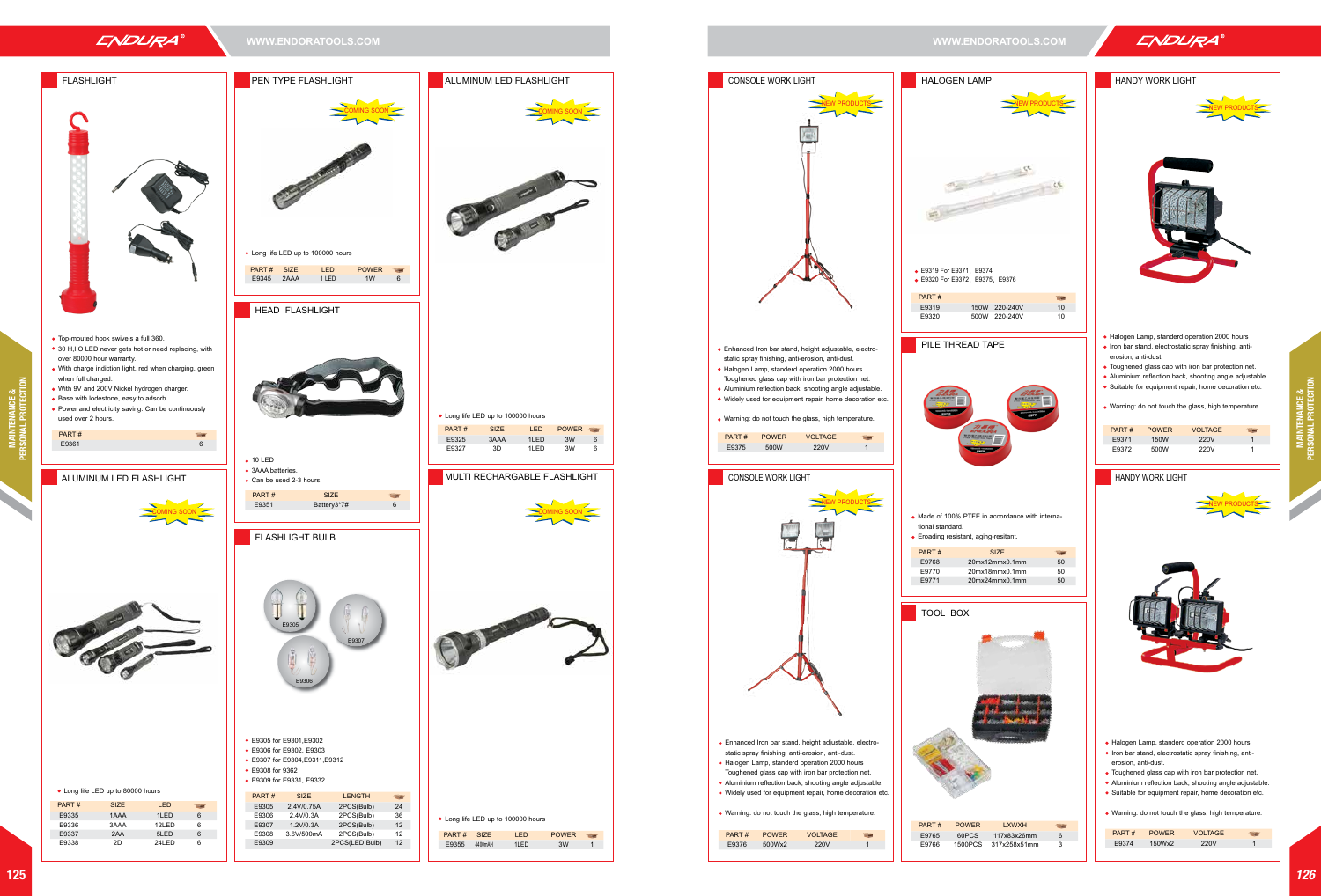## FLASHLIGHT

- Top-mouted hook swivels a full 360.
- 30 H,I.O LED never gets hot or need replacing, with over 80000 hour warranty.
- With charge indiction light, red when charging, green when full charged.
- With 9V and 200V Nickel hydrogen charger.
- Base with lodestone, easy to adsorb.
- Power and electricity saving. Can be continuously used over 2 hours.

| PART # | |
|---|---|
| E9361 | 6 |

## ALUMINUM LED FLASHLIGHT

COMING SOON

- Long life LED up to 80000 hours

| PART # | SIZE | LED | |
|---|---|---|---|
| E9335 | 1AAA | 1LED | 6 |
| E9336 | 3AAA | 12LED | 6 |
| E9337 | 2AA | 5LED | 6 |
| E9338 | 2D | 24LED | 6 |

## PEN TYPE FLASHLIGHT

COMING SOON

- Long life LED up to 100000 hours

| PART # | SIZE | LED | POWER | |
|---|---|---|---|---|
| E9345 | 2AAA | 1 LED | 1W | 6 |

## HEAD FLASHLIGHT

- 10 LED
- 3AAA batteries.
- Can be used 2-3 hours.

| PART # | SIZE | |
|---|---|---|
| E9351 | Battery3*7# | 6 |

## FLASHLIGHT BULB

E9305

E9307

E9306

- E9305 for E9301,E9302
- E9306 for E9302, E9303
- E9307 for E9304,E9311,E9312
- E9308 for 9362
- E9309 for E9331, E9332

| PART # | SIZE | LENGTH | |
|---|---|---|---|
| E9305 | 2.4V/0.75A | 2PCS(Bulb) | 24 |
| E9306 | 2.4V/0.3A | 2PCS(Bulb) | 36 |
| E9307 | 1.2V/0.3A | 2PCS(Bulb) | 12 |
| E9308 | 3.6V/500mA | 2PCS(Bulb) | 12 |
| E9309 | | 2PCS(LED Bulb) | 12 |

## ALUMINUM LED FLASHLIGHT

COMING SOON

- Long life LED up to 100000 hours

| PART # | SIZE | LED | POWER | |
|---|---|---|---|---|
| E9325 | 3AAA | 1LED | 3W | 6 |
| E9327 | 3D | 1LED | 3W | 6 |

## MULTI RECHARGABLE FLASHLIGHT

COMING SOON

- Long life LED up to 100000 hours

| PART # | SIZE | LED | POWER | |
|---|---|---|---|---|
| E9355 | 4400mAH | 1LED | 3W | 1 |

## CONSOLE WORK LIGHT

NEW PRODUCTS

- Enhanced Iron bar stand, height adjustable, electro-static spray finishing, anti-erosion, anti-dust.
- Halogen Lamp, standerd operation 2000 hours Toughened glass cap with iron bar protection net.
- Aluminium reflection back, shooting angle adjustable.
- Widely used for equipment repair, home decoration etc.
- Warning: do not touch the glass, high temperature.

| PART # | POWER | VOLTAGE | |
|---|---|---|---|
| E9375 | 500W | 220V | 1 |

## CONSOLE WORK LIGHT

NEW PRODUCTS

- Enhanced Iron bar stand, height adjustable, electro-static spray finishing, anti-erosion, anti-dust.
- Halogen Lamp, standerd operation 2000 hours Toughened glass cap with iron bar protection net.
- Aluminium reflection back, shooting angle adjustable.
- Widely used for equipment repair, home decoration etc.
- Warning: do not touch the glass, high temperature.

| PART # | POWER | VOLTAGE | |
|---|---|---|---|
| E9376 | 500Wx2 | 220V | 1 |

## HALOGEN LAMP

NEW PRODUCTS

- E9319 For E9371, E9374
- E9320 For E9372, E9375, E9376

| PART # | | |
|---|---|---|
| E9319 | 150W 220-240V | 10 |
| E9320 | 500W 220-240V | 10 |

## PILE THREAD TAPE

- Made of 100% PTFE in accordance with international standard.
- Eroading resistant, aging-resitant.

| PART # | SIZE | |
|---|---|---|
| E9768 | 20mx12mmx0.1mm | 50 |
| E9770 | 20mx18mmx0.1mm | 50 |
| E9771 | 20mx24mmx0.1mm | 50 |

## TOOL BOX

| PART # | POWER | LXWXH | |
|---|---|---|---|
| E9765 | 60PCS | 117x83x26mm | 6 |
| E9766 | 1500PCS | 317x258x51mm | 3 |

## HANDY WORK LIGHT

NEW PRODUCTS

- Halogen Lamp, standerd operation 2000 hours
- Iron bar stand, electrostatic spray finishing, anti-erosion, anti-dust.
- Toughened glass cap with iron bar protection net.
- Aluminium reflection back, shooting angle adjustable.
- Suitable for equipment repair, home decoration etc.
- Warning: do not touch the glass, high temperature.

| PART # | POWER | VOLTAGE | |
|---|---|---|---|
| E9371 | 150W | 220V | 1 |
| E9372 | 500W | 220V | 1 |

## HANDY WORK LIGHT

NEW PRODUCTS

- Halogen Lamp, standerd operation 2000 hours
- Iron bar stand, electrostatic spray finishing, anti-erosion, anti-dust.
- Toughened glass cap with iron bar protection net.
- Aluminium reflection back, shooting angle adjustable.
- Suitable for equipment repair, home decoration etc.
- Warning: do not touch the glass, high temperature.

| PART # | POWER | VOLTAGE | |
|---|---|---|---|
| E9374 | 150Wx2 | 220V | 1 |